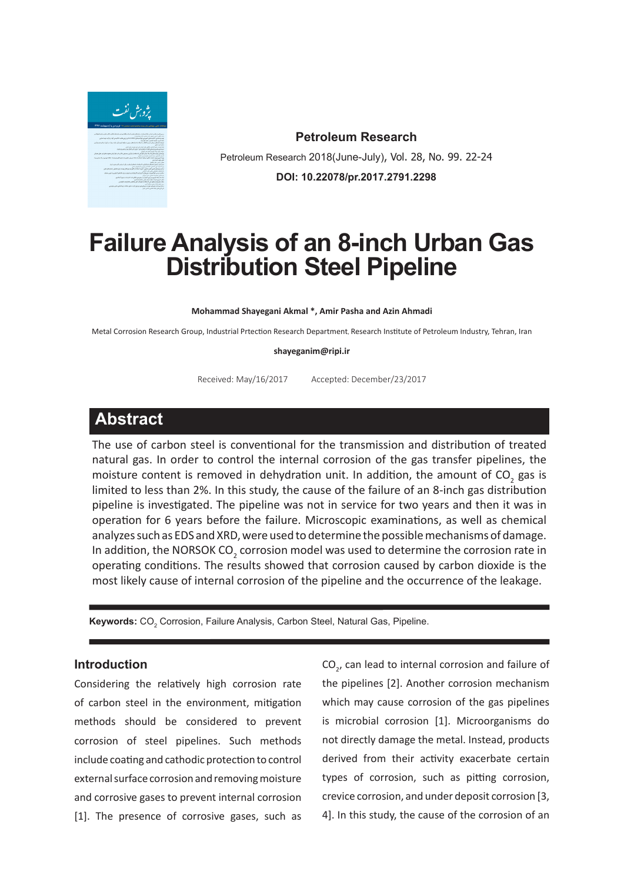**Petroleum Research**

Petroleum Research 2018(June-July), Vol. 28, No. 99. 22-24

**DOI: 10.22078/pr.2017.2791.2298**

# Failure Analysis of an 8-inch Urban Gas Distribution Steel Pipeline

**Mohammad Shayegani Akmal *, Amir Pasha and Azin Ahmadi**

Metal Corrosion Research Group, Industrial Prtection Research Department, Research Institute of Petroleum Industry, Tehran, Iran

**shayeganim@ripi.ir**

Received: May/16/2017 Accepted: December/23/2017

## Abstract

The use of carbon steel is conventional for the transmission and distribution of treated natural gas. In order to control the internal corrosion of the gas transfer pipelines, the moisture content is removed in dehydration unit. In addition, the amount of $CO_2$ gas is limited to less than 2%. In this study, the cause of the failure of an 8-inch gas distribution pipeline is investigated. The pipeline was not in service for two years and then it was in operation for 6 years before the failure. Microscopic examinations, as well as chemical analyzes such as EDS and XRD, were used to determine the possible mechanisms of damage. In addition, the NORSOK $CO_2$ corrosion model was used to determine the corrosion rate in operating conditions. The results showed that corrosion caused by carbon dioxide is the most likely cause of internal corrosion of the pipeline and the occurrence of the leakage.

**Keywords:** $CO_2$ Corrosion, Failure Analysis, Carbon Steel, Natural Gas, Pipeline.

### Introduction

Considering the relatively high corrosion rate of carbon steel in the environment, mitigation methods should be considered to prevent corrosion of steel pipelines. Such methods include coating and cathodic protection to control external surface corrosion and removing moisture and corrosive gases to prevent internal corrosion [1]. The presence of corrosive gases, such as $CO_2$, can lead to internal corrosion and failure of the pipelines [2]. Another corrosion mechanism which may cause corrosion of the gas pipelines is microbial corrosion [1]. Microorganisms do not directly damage the metal. Instead, products derived from their activity exacerbate certain types of corrosion, such as pitting corrosion, crevice corrosion, and under deposit corrosion [3, 4]. In this study, the cause of the corrosion of an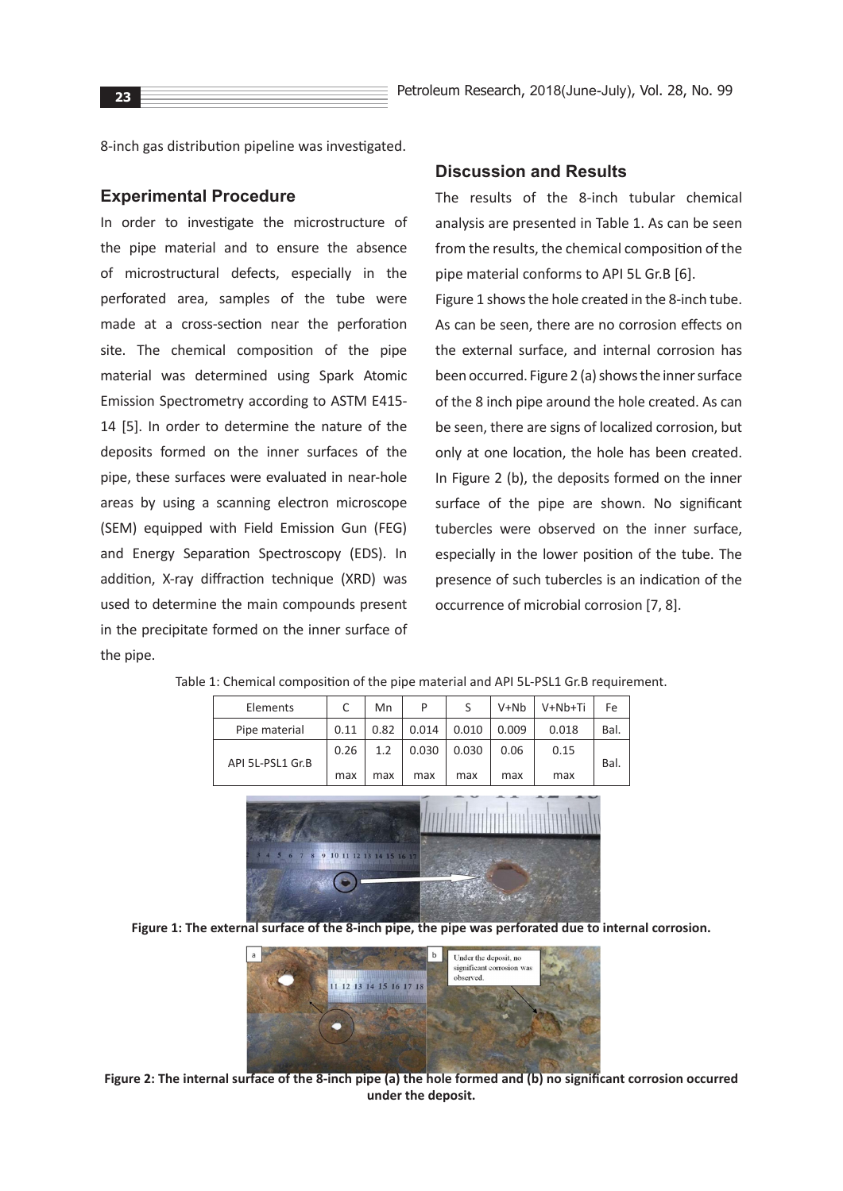8-inch gas distribution pipeline was investigated.

## Experimental Procedure

In order to investigate the microstructure of the pipe material and to ensure the absence of microstructural defects, especially in the perforated area, samples of the tube were made at a cross-section near the perforation site. The chemical composition of the pipe material was determined using Spark Atomic Emission Spectrometry according to ASTM E415-14 [5]. In order to determine the nature of the deposits formed on the inner surfaces of the pipe, these surfaces were evaluated in near-hole areas by using a scanning electron microscope (SEM) equipped with Field Emission Gun (FEG) and Energy Separation Spectroscopy (EDS). In addition, X-ray diffraction technique (XRD) was used to determine the main compounds present in the precipitate formed on the inner surface of the pipe.

## Discussion and Results

The results of the 8-inch tubular chemical analysis are presented in Table 1. As can be seen from the results, the chemical composition of the pipe material conforms to API 5L Gr.B [6].

Figure 1 shows the hole created in the 8-inch tube. As can be seen, there are no corrosion effects on the external surface, and internal corrosion has been occurred. Figure 2 (a) shows the inner surface of the 8 inch pipe around the hole created. As can be seen, there are signs of localized corrosion, but only at one location, the hole has been created. In Figure 2 (b), the deposits formed on the inner surface of the pipe are shown. No significant tubercles were observed on the inner surface, especially in the lower position of the tube. The presence of such tubercles is an indication of the occurrence of microbial corrosion [7, 8].

Table 1: Chemical composition of the pipe material and API 5L-PSL1 Gr.B requirement.

| Elements | C | Mn | P | S | V+Nb | V+Nb+Ti | Fe |
|---|---|---|---|---|---|---|---|
| Pipe material | 0.11 | 0.82 | 0.014 | 0.010 | 0.009 | 0.018 | Bal. |
| API 5L-PSL1 Gr.B | 0.26 max | 1.2 max | 0.030 max | 0.030 max | 0.06 max | 0.15 max | Bal. |

**Figure 1: The external surface of the 8-inch pipe, the pipe was perforated due to internal corrosion.**

**Figure 2: The internal surface of the 8-inch pipe (a) the hole formed and (b) no significant corrosion occurred under the deposit.**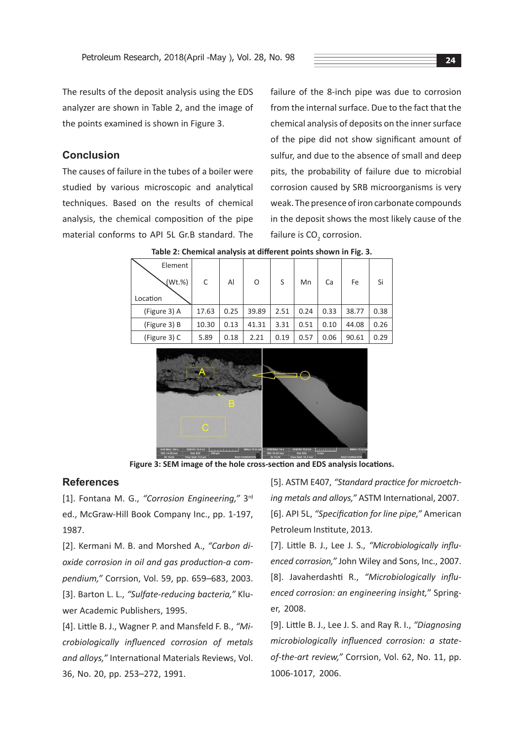The results of the deposit analysis using the EDS analyzer are shown in Table 2, and the image of the points examined is shown in Figure 3.

## Conclusion

The causes of failure in the tubes of a boiler were studied by various microscopic and analytical techniques. Based on the results of chemical analysis, the chemical composition of the pipe material conforms to API 5L Gr.B standard. The failure of the 8-inch pipe was due to corrosion from the internal surface. Due to the fact that the chemical analysis of deposits on the inner surface of the pipe did not show significant amount of sulfur, and due to the absence of small and deep pits, the probability of failure due to microbial corrosion caused by SRB microorganisms is very weak. The presence of iron carbonate compounds in the deposit shows the most likely cause of the failure is $CO_2$ corrosion.

**Table 2: Chemical analysis at different points shown in Fig. 3.**

| Location \ Element (Wt.%) | C | Al | O | S | Mn | Ca | Fe | Si |
|---|---|---|---|---|---|---|---|---|
| (Figure 3) A | 17.63 | 0.25 | 39.89 | 2.51 | 0.24 | 0.33 | 38.77 | 0.38 |
| (Figure 3) B | 10.30 | 0.13 | 41.31 | 3.31 | 0.51 | 0.10 | 44.08 | 0.26 |
| (Figure 3) C | 5.89 | 0.18 | 2.21 | 0.19 | 0.57 | 0.06 | 90.61 | 0.29 |

**Figure 3: SEM image of the hole cross-section and EDS analysis locations.**

## References

[1]. Fontana M. G., *"Corrosion Engineering,"* 3rd ed., McGraw-Hill Book Company Inc., pp. 1-197, 1987.

[2]. Kermani M. B. and Morshed A., *"Carbon dioxide corrosion in oil and gas production-a compendium,"* Corrsion, Vol. 59, pp. 659–683, 2003.

[3]. Barton L. L., *"Sulfate-reducing bacteria,"* Kluwer Academic Publishers, 1995.

[4]. Little B. J., Wagner P. and Mansfeld F. B., *"Microbiologically influenced corrosion of metals and alloys,"* International Materials Reviews, Vol. 36, No. 20, pp. 253–272, 1991.

[5]. ASTM E407, *"Standard practice for microetching metals and alloys,"* ASTM International, 2007.

[6]. API 5L, *"Specification for line pipe,"* American Petroleum Institute, 2013.

[7]. Little B. J., Lee J. S., *"Microbiologically influenced corrosion,"* John Wiley and Sons, Inc., 2007.

[8]. Javaherdashti R., *"Microbiologically influenced corrosion: an engineering insight,"* Springer, 2008.

[9]. Little B. J., Lee J. S. and Ray R. I., *"Diagnosing microbiologically influenced corrosion: a state-of-the-art review,"* Corrsion, Vol. 62, No. 11, pp. 1006-1017, 2006.